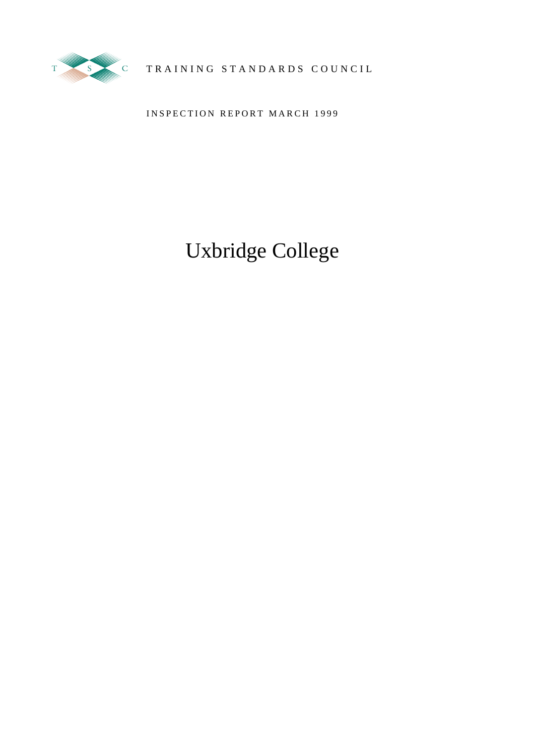TRAINING STANDARDS COUNCIL

INSPECTION REPORT MARCH 1999

# Uxbridge College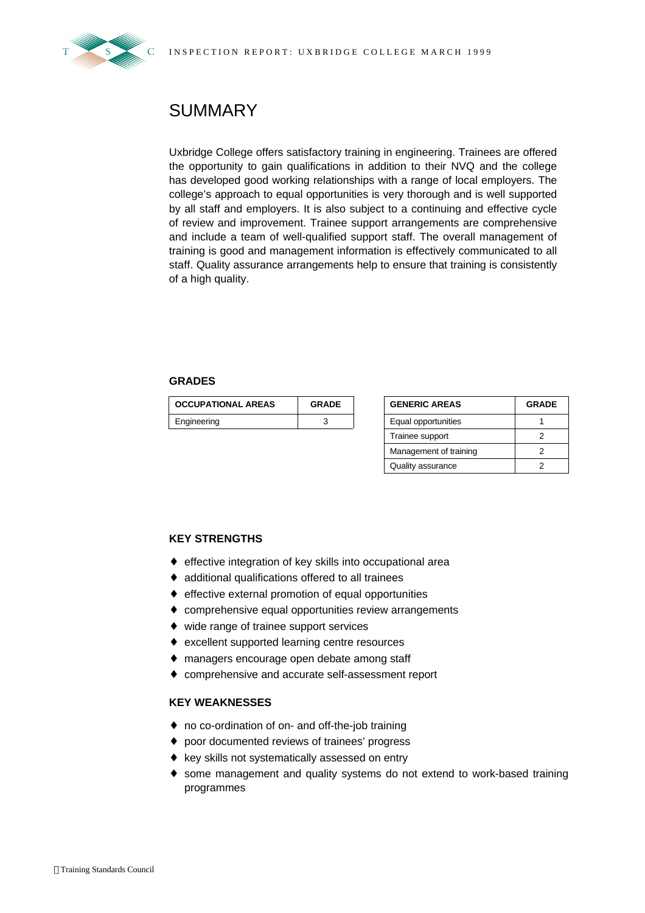# SUMMARY

Uxbridge College offers satisfactory training in engineering. Trainees are offered the opportunity to gain qualifications in addition to their NVQ and the college has developed good working relationships with a range of local employers. The college's approach to equal opportunities is very thorough and is well supported by all staff and employers. It is also subject to a continuing and effective cycle of review and improvement. Trainee support arrangements are comprehensive and include a team of well-qualified support staff. The overall management of training is good and management information is effectively communicated to all staff. Quality assurance arrangements help to ensure that training is consistently of a high quality.

### GRADES

| OCCUPATIONAL AREAS | GRADE |
|---|---|
| Engineering | 3 |

| GENERIC AREAS | GRADE |
|---|---|
| Equal opportunities | 1 |
| Trainee support | 2 |
| Management of training | 2 |
| Quality assurance | 2 |

### KEY STRENGTHS

- effective integration of key skills into occupational area
- additional qualifications offered to all trainees
- effective external promotion of equal opportunities
- comprehensive equal opportunities review arrangements
- wide range of trainee support services
- excellent supported learning centre resources
- managers encourage open debate among staff
- comprehensive and accurate self-assessment report

### KEY WEAKNESSES

- no co-ordination of on- and off-the-job training
- poor documented reviews of trainees' progress
- key skills not systematically assessed on entry
- some management and quality systems do not extend to work-based training programmes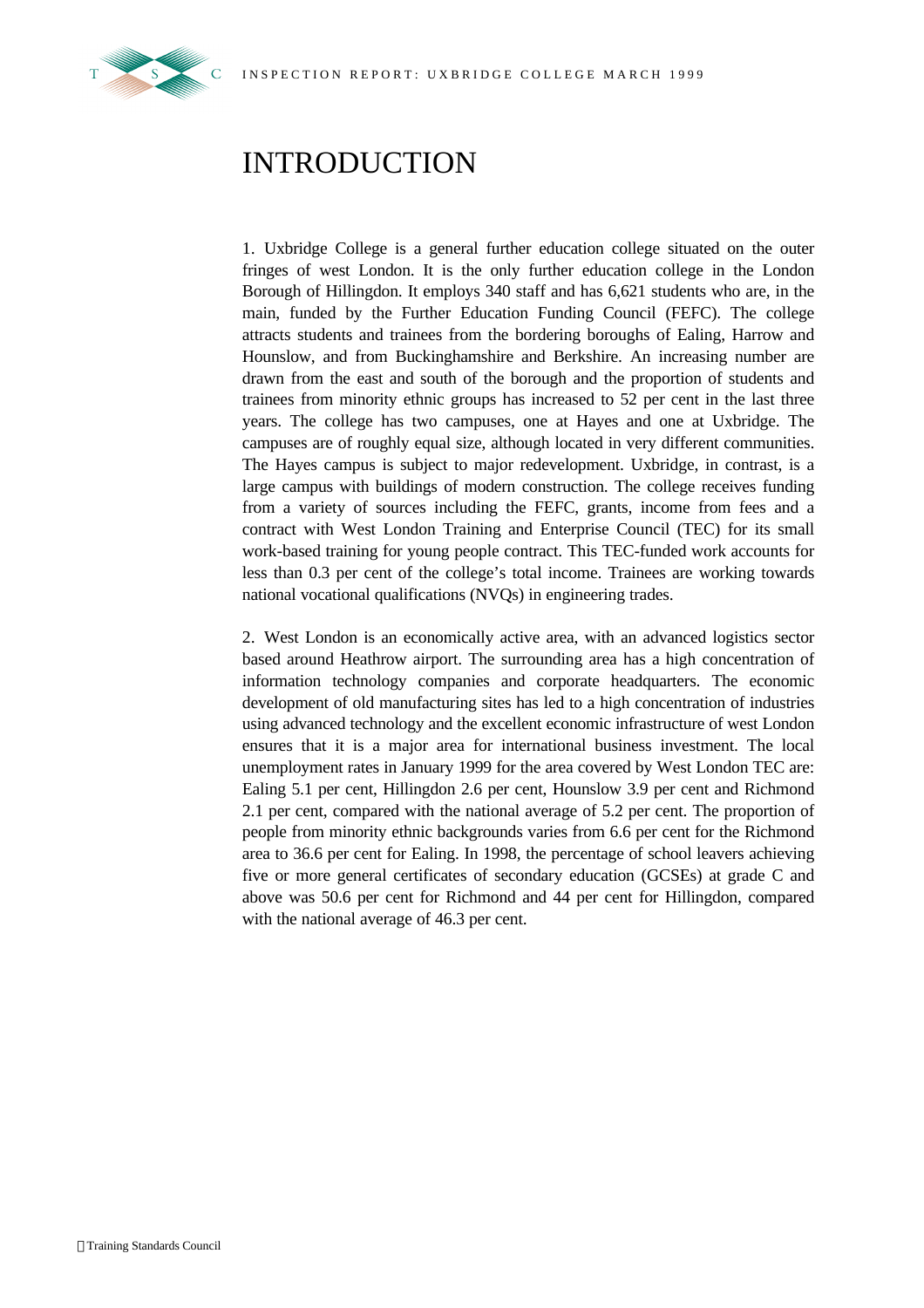# INTRODUCTION

1. Uxbridge College is a general further education college situated on the outer fringes of west London. It is the only further education college in the London Borough of Hillingdon. It employs 340 staff and has 6,621 students who are, in the main, funded by the Further Education Funding Council (FEFC). The college attracts students and trainees from the bordering boroughs of Ealing, Harrow and Hounslow, and from Buckinghamshire and Berkshire. An increasing number are drawn from the east and south of the borough and the proportion of students and trainees from minority ethnic groups has increased to 52 per cent in the last three years. The college has two campuses, one at Hayes and one at Uxbridge. The campuses are of roughly equal size, although located in very different communities. The Hayes campus is subject to major redevelopment. Uxbridge, in contrast, is a large campus with buildings of modern construction. The college receives funding from a variety of sources including the FEFC, grants, income from fees and a contract with West London Training and Enterprise Council (TEC) for its small work-based training for young people contract. This TEC-funded work accounts for less than 0.3 per cent of the college's total income. Trainees are working towards national vocational qualifications (NVQs) in engineering trades.

2. West London is an economically active area, with an advanced logistics sector based around Heathrow airport. The surrounding area has a high concentration of information technology companies and corporate headquarters. The economic development of old manufacturing sites has led to a high concentration of industries using advanced technology and the excellent economic infrastructure of west London ensures that it is a major area for international business investment. The local unemployment rates in January 1999 for the area covered by West London TEC are: Ealing 5.1 per cent, Hillingdon 2.6 per cent, Hounslow 3.9 per cent and Richmond 2.1 per cent, compared with the national average of 5.2 per cent. The proportion of people from minority ethnic backgrounds varies from 6.6 per cent for the Richmond area to 36.6 per cent for Ealing. In 1998, the percentage of school leavers achieving five or more general certificates of secondary education (GCSEs) at grade C and above was 50.6 per cent for Richmond and 44 per cent for Hillingdon, compared with the national average of 46.3 per cent.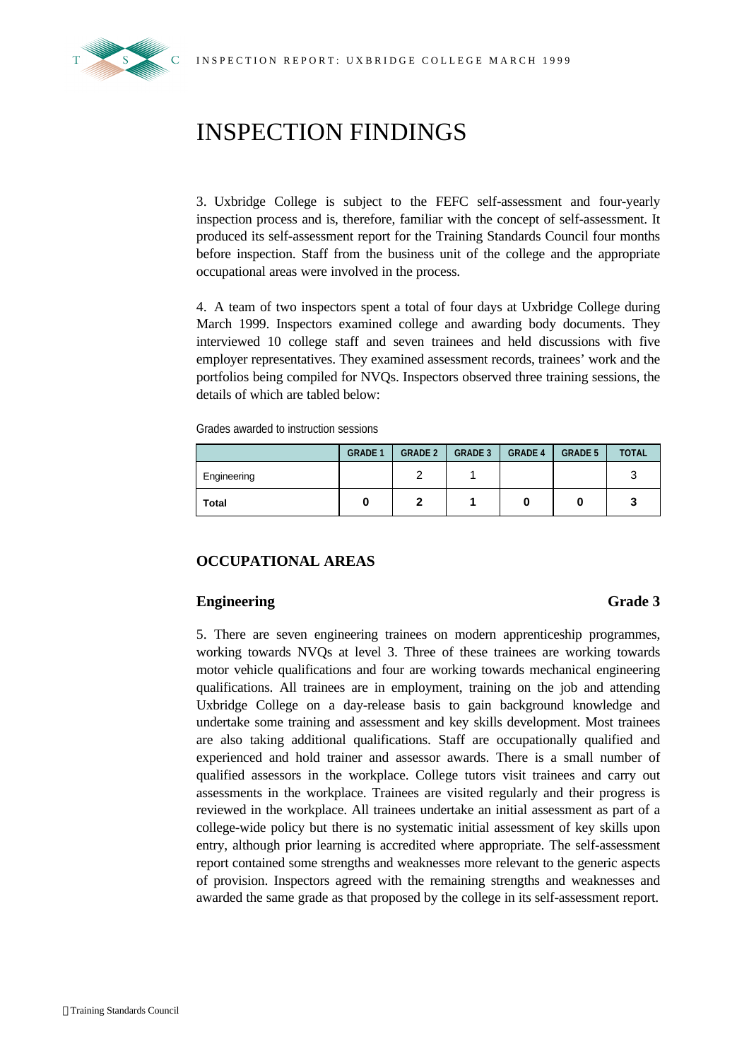# INSPECTION FINDINGS

3. Uxbridge College is subject to the FEFC self-assessment and four-yearly inspection process and is, therefore, familiar with the concept of self-assessment. It produced its self-assessment report for the Training Standards Council four months before inspection. Staff from the business unit of the college and the appropriate occupational areas were involved in the process.

4. A team of two inspectors spent a total of four days at Uxbridge College during March 1999. Inspectors examined college and awarding body documents. They interviewed 10 college staff and seven trainees and held discussions with five employer representatives. They examined assessment records, trainees' work and the portfolios being compiled for NVQs. Inspectors observed three training sessions, the details of which are tabled below:

Grades awarded to instruction sessions

| | GRADE 1 | GRADE 2 | GRADE 3 | GRADE 4 | GRADE 5 | TOTAL |
|---|---|---|---|---|---|---|
| Engineering | | 2 | 1 | | | 3 |
| **Total** | **0** | **2** | **1** | **0** | **0** | **3** |

## OCCUPATIONAL AREAS

### Engineering — Grade 3

5. There are seven engineering trainees on modern apprenticeship programmes, working towards NVQs at level 3. Three of these trainees are working towards motor vehicle qualifications and four are working towards mechanical engineering qualifications. All trainees are in employment, training on the job and attending Uxbridge College on a day-release basis to gain background knowledge and undertake some training and assessment and key skills development. Most trainees are also taking additional qualifications. Staff are occupationally qualified and experienced and hold trainer and assessor awards. There is a small number of qualified assessors in the workplace. College tutors visit trainees and carry out assessments in the workplace. Trainees are visited regularly and their progress is reviewed in the workplace. All trainees undertake an initial assessment as part of a college-wide policy but there is no systematic initial assessment of key skills upon entry, although prior learning is accredited where appropriate. The self-assessment report contained some strengths and weaknesses more relevant to the generic aspects of provision. Inspectors agreed with the remaining strengths and weaknesses and awarded the same grade as that proposed by the college in its self-assessment report.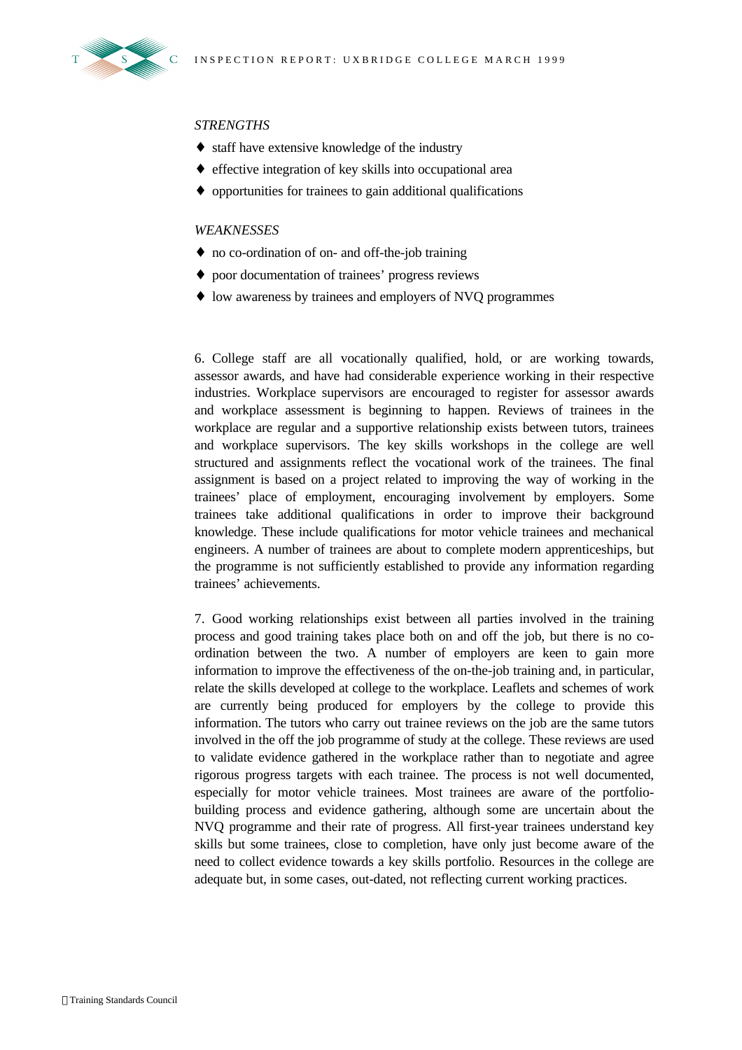*STRENGTHS*

- staff have extensive knowledge of the industry
- effective integration of key skills into occupational area
- opportunities for trainees to gain additional qualifications

*WEAKNESSES*

- no co-ordination of on- and off-the-job training
- poor documentation of trainees' progress reviews
- low awareness by trainees and employers of NVQ programmes

6. College staff are all vocationally qualified, hold, or are working towards, assessor awards, and have had considerable experience working in their respective industries. Workplace supervisors are encouraged to register for assessor awards and workplace assessment is beginning to happen. Reviews of trainees in the workplace are regular and a supportive relationship exists between tutors, trainees and workplace supervisors. The key skills workshops in the college are well structured and assignments reflect the vocational work of the trainees. The final assignment is based on a project related to improving the way of working in the trainees' place of employment, encouraging involvement by employers. Some trainees take additional qualifications in order to improve their background knowledge. These include qualifications for motor vehicle trainees and mechanical engineers. A number of trainees are about to complete modern apprenticeships, but the programme is not sufficiently established to provide any information regarding trainees' achievements.

7. Good working relationships exist between all parties involved in the training process and good training takes place both on and off the job, but there is no co-ordination between the two. A number of employers are keen to gain more information to improve the effectiveness of the on-the-job training and, in particular, relate the skills developed at college to the workplace. Leaflets and schemes of work are currently being produced for employers by the college to provide this information. The tutors who carry out trainee reviews on the job are the same tutors involved in the off the job programme of study at the college. These reviews are used to validate evidence gathered in the workplace rather than to negotiate and agree rigorous progress targets with each trainee. The process is not well documented, especially for motor vehicle trainees. Most trainees are aware of the portfolio-building process and evidence gathering, although some are uncertain about the NVQ programme and their rate of progress. All first-year trainees understand key skills but some trainees, close to completion, have only just become aware of the need to collect evidence towards a key skills portfolio. Resources in the college are adequate but, in some cases, out-dated, not reflecting current working practices.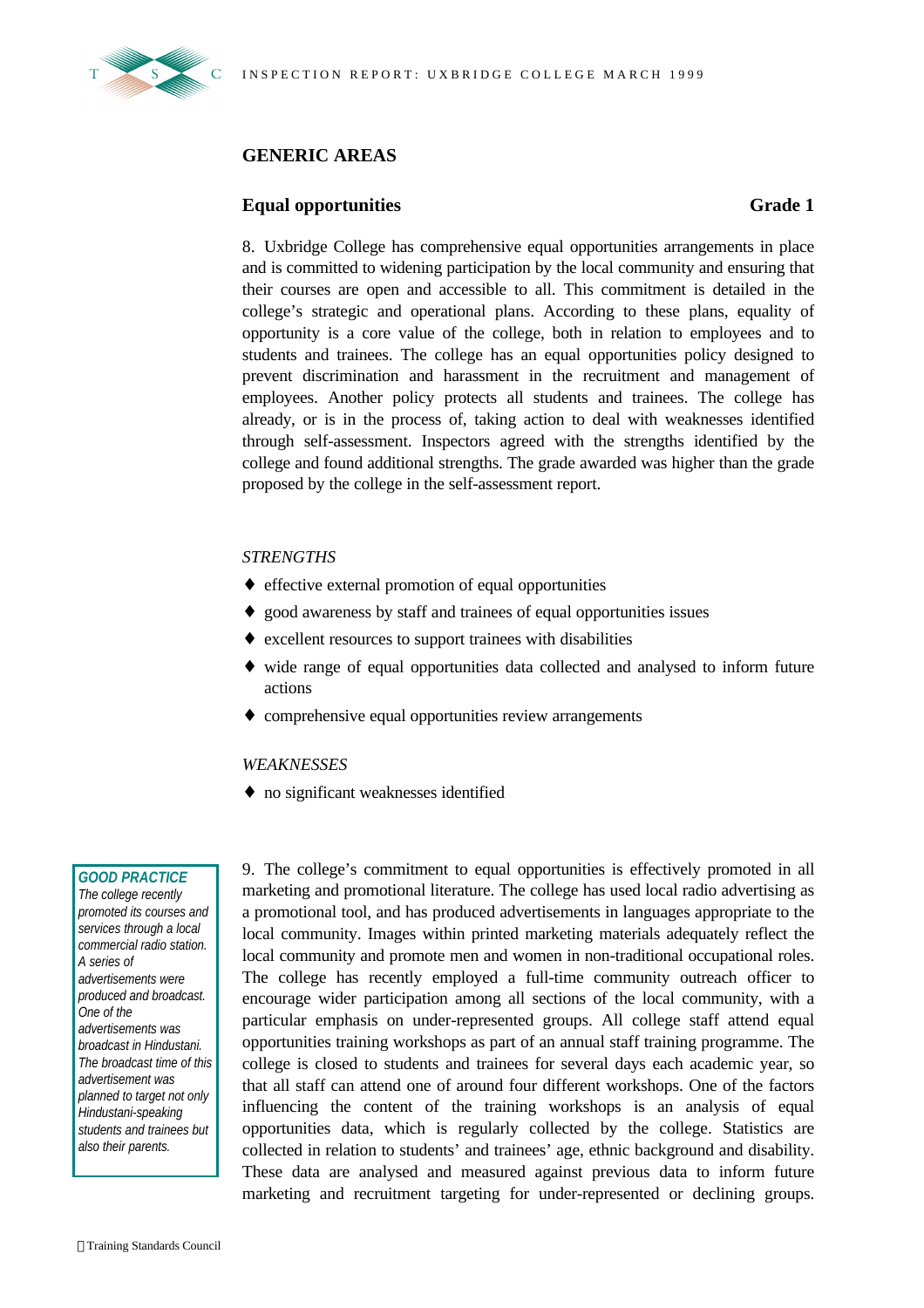## GENERIC AREAS

### Equal opportunities — Grade 1

8. Uxbridge College has comprehensive equal opportunities arrangements in place and is committed to widening participation by the local community and ensuring that their courses are open and accessible to all. This commitment is detailed in the college's strategic and operational plans. According to these plans, equality of opportunity is a core value of the college, both in relation to employees and to students and trainees. The college has an equal opportunities policy designed to prevent discrimination and harassment in the recruitment and management of employees. Another policy protects all students and trainees. The college has already, or is in the process of, taking action to deal with weaknesses identified through self-assessment. Inspectors agreed with the strengths identified by the college and found additional strengths. The grade awarded was higher than the grade proposed by the college in the self-assessment report.

*STRENGTHS*

- effective external promotion of equal opportunities
- good awareness by staff and trainees of equal opportunities issues
- excellent resources to support trainees with disabilities
- wide range of equal opportunities data collected and analysed to inform future actions
- comprehensive equal opportunities review arrangements

*WEAKNESSES*

- no significant weaknesses identified

> ***GOOD PRACTICE***
> *The college recently promoted its courses and services through a local commercial radio station. A series of advertisements were produced and broadcast. One of the advertisements was broadcast in Hindustani. The broadcast time of this advertisement was planned to target not only Hindustani-speaking students and trainees but also their parents.*

9. The college's commitment to equal opportunities is effectively promoted in all marketing and promotional literature. The college has used local radio advertising as a promotional tool, and has produced advertisements in languages appropriate to the local community. Images within printed marketing materials adequately reflect the local community and promote men and women in non-traditional occupational roles. The college has recently employed a full-time community outreach officer to encourage wider participation among all sections of the local community, with a particular emphasis on under-represented groups. All college staff attend equal opportunities training workshops as part of an annual staff training programme. The college is closed to students and trainees for several days each academic year, so that all staff can attend one of around four different workshops. One of the factors influencing the content of the training workshops is an analysis of equal opportunities data, which is regularly collected by the college. Statistics are collected in relation to students' and trainees' age, ethnic background and disability. These data are analysed and measured against previous data to inform future marketing and recruitment targeting for under-represented or declining groups.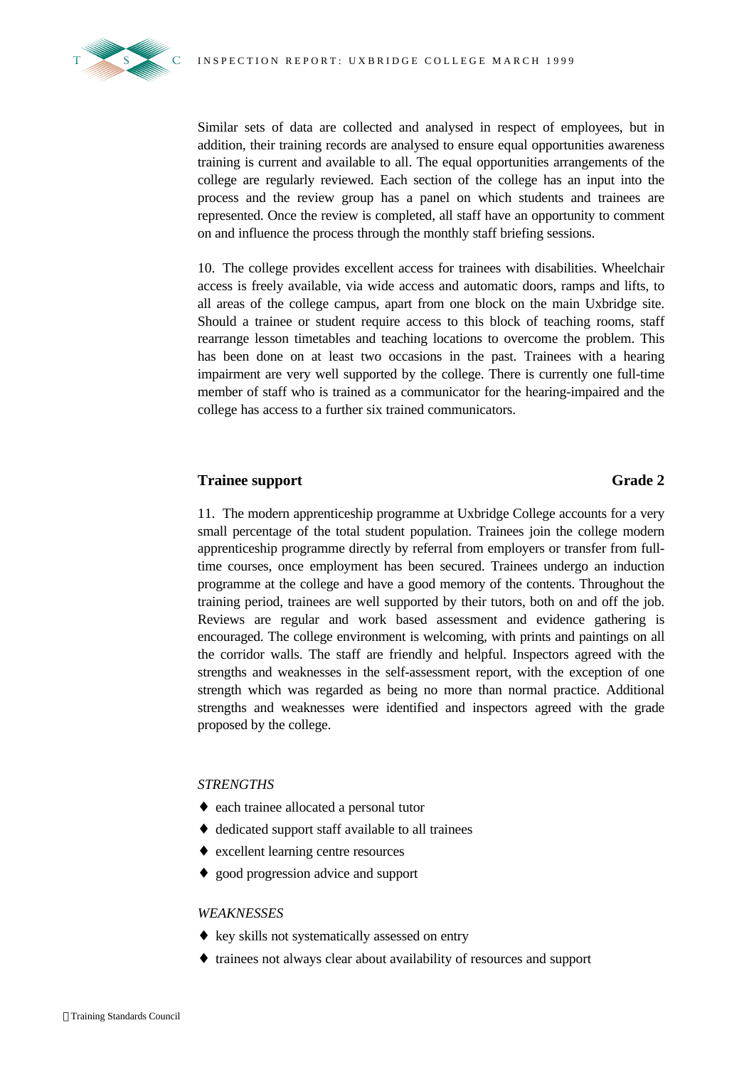Similar sets of data are collected and analysed in respect of employees, but in addition, their training records are analysed to ensure equal opportunities awareness training is current and available to all. The equal opportunities arrangements of the college are regularly reviewed. Each section of the college has an input into the process and the review group has a panel on which students and trainees are represented. Once the review is completed, all staff have an opportunity to comment on and influence the process through the monthly staff briefing sessions.

10. The college provides excellent access for trainees with disabilities. Wheelchair access is freely available, via wide access and automatic doors, ramps and lifts, to all areas of the college campus, apart from one block on the main Uxbridge site. Should a trainee or student require access to this block of teaching rooms, staff rearrange lesson timetables and teaching locations to overcome the problem. This has been done on at least two occasions in the past. Trainees with a hearing impairment are very well supported by the college. There is currently one full-time member of staff who is trained as a communicator for the hearing-impaired and the college has access to a further six trained communicators.

## Trainee support — Grade 2

11. The modern apprenticeship programme at Uxbridge College accounts for a very small percentage of the total student population. Trainees join the college modern apprenticeship programme directly by referral from employers or transfer from full-time courses, once employment has been secured. Trainees undergo an induction programme at the college and have a good memory of the contents. Throughout the training period, trainees are well supported by their tutors, both on and off the job. Reviews are regular and work based assessment and evidence gathering is encouraged. The college environment is welcoming, with prints and paintings on all the corridor walls. The staff are friendly and helpful. Inspectors agreed with the strengths and weaknesses in the self-assessment report, with the exception of one strength which was regarded as being no more than normal practice. Additional strengths and weaknesses were identified and inspectors agreed with the grade proposed by the college.

*STRENGTHS*

- each trainee allocated a personal tutor
- dedicated support staff available to all trainees
- excellent learning centre resources
- good progression advice and support

*WEAKNESSES*

- key skills not systematically assessed on entry
- trainees not always clear about availability of resources and support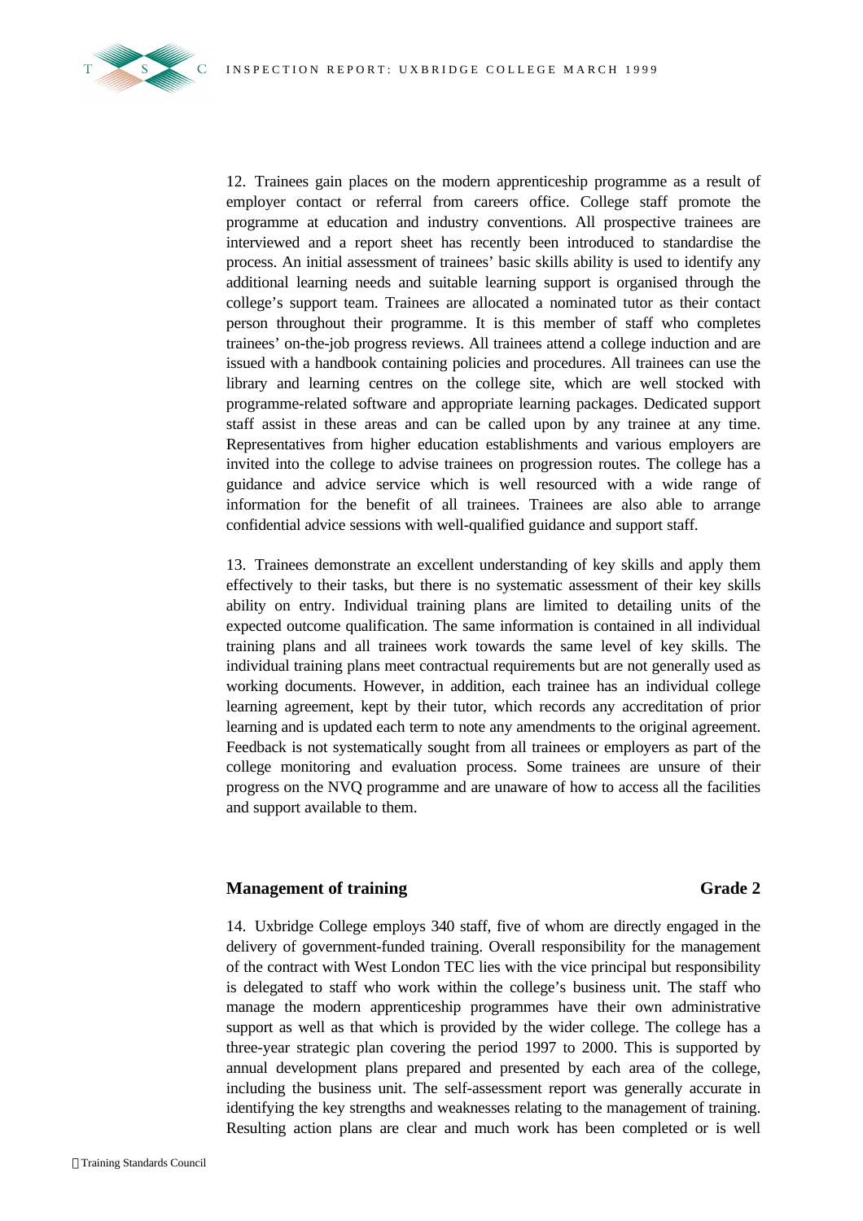12. Trainees gain places on the modern apprenticeship programme as a result of employer contact or referral from careers office. College staff promote the programme at education and industry conventions. All prospective trainees are interviewed and a report sheet has recently been introduced to standardise the process. An initial assessment of trainees' basic skills ability is used to identify any additional learning needs and suitable learning support is organised through the college's support team. Trainees are allocated a nominated tutor as their contact person throughout their programme. It is this member of staff who completes trainees' on-the-job progress reviews. All trainees attend a college induction and are issued with a handbook containing policies and procedures. All trainees can use the library and learning centres on the college site, which are well stocked with programme-related software and appropriate learning packages. Dedicated support staff assist in these areas and can be called upon by any trainee at any time. Representatives from higher education establishments and various employers are invited into the college to advise trainees on progression routes. The college has a guidance and advice service which is well resourced with a wide range of information for the benefit of all trainees. Trainees are also able to arrange confidential advice sessions with well-qualified guidance and support staff.

13. Trainees demonstrate an excellent understanding of key skills and apply them effectively to their tasks, but there is no systematic assessment of their key skills ability on entry. Individual training plans are limited to detailing units of the expected outcome qualification. The same information is contained in all individual training plans and all trainees work towards the same level of key skills. The individual training plans meet contractual requirements but are not generally used as working documents. However, in addition, each trainee has an individual college learning agreement, kept by their tutor, which records any accreditation of prior learning and is updated each term to note any amendments to the original agreement. Feedback is not systematically sought from all trainees or employers as part of the college monitoring and evaluation process. Some trainees are unsure of their progress on the NVQ programme and are unaware of how to access all the facilities and support available to them.

### Management of training — Grade 2

14. Uxbridge College employs 340 staff, five of whom are directly engaged in the delivery of government-funded training. Overall responsibility for the management of the contract with West London TEC lies with the vice principal but responsibility is delegated to staff who work within the college's business unit. The staff who manage the modern apprenticeship programmes have their own administrative support as well as that which is provided by the wider college. The college has a three-year strategic plan covering the period 1997 to 2000. This is supported by annual development plans prepared and presented by each area of the college, including the business unit. The self-assessment report was generally accurate in identifying the key strengths and weaknesses relating to the management of training. Resulting action plans are clear and much work has been completed or is well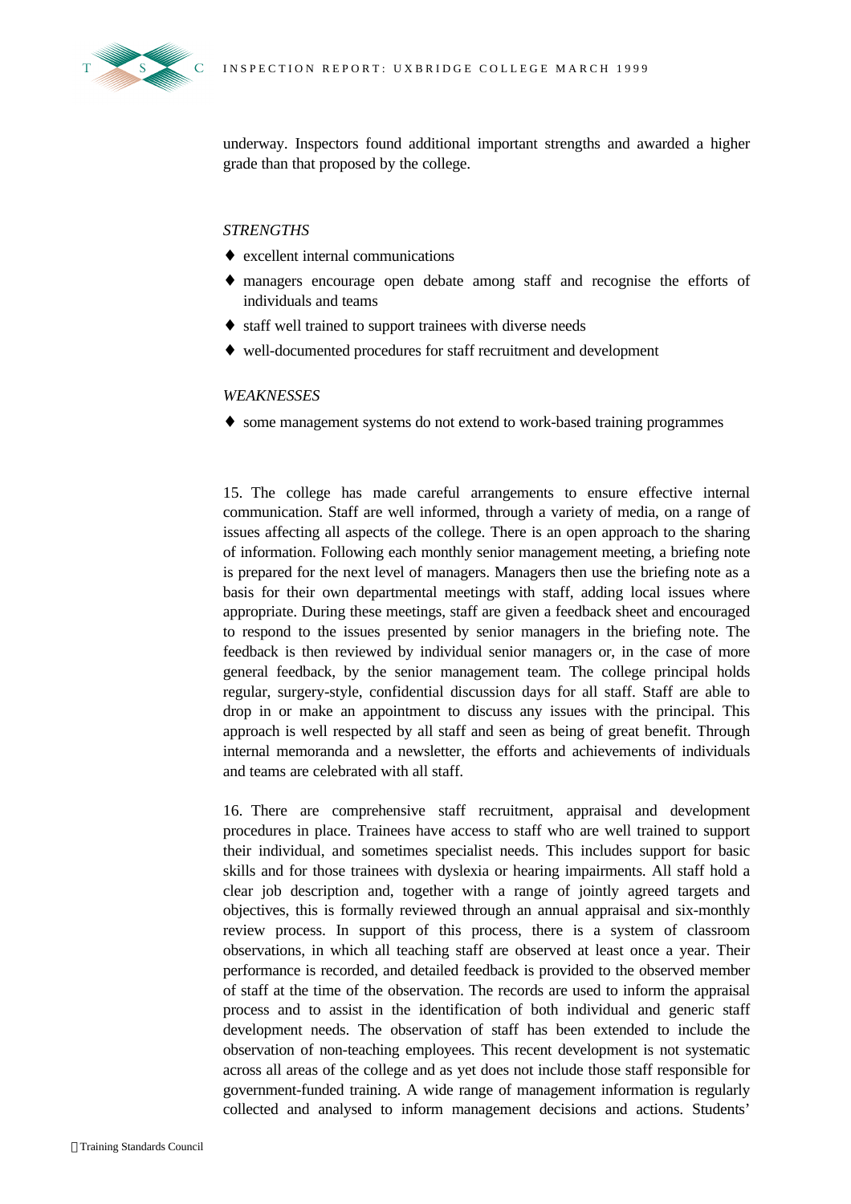underway. Inspectors found additional important strengths and awarded a higher grade than that proposed by the college.

*STRENGTHS*

- excellent internal communications
- managers encourage open debate among staff and recognise the efforts of individuals and teams
- staff well trained to support trainees with diverse needs
- well-documented procedures for staff recruitment and development

*WEAKNESSES*

- some management systems do not extend to work-based training programmes

15. The college has made careful arrangements to ensure effective internal communication. Staff are well informed, through a variety of media, on a range of issues affecting all aspects of the college. There is an open approach to the sharing of information. Following each monthly senior management meeting, a briefing note is prepared for the next level of managers. Managers then use the briefing note as a basis for their own departmental meetings with staff, adding local issues where appropriate. During these meetings, staff are given a feedback sheet and encouraged to respond to the issues presented by senior managers in the briefing note. The feedback is then reviewed by individual senior managers or, in the case of more general feedback, by the senior management team. The college principal holds regular, surgery-style, confidential discussion days for all staff. Staff are able to drop in or make an appointment to discuss any issues with the principal. This approach is well respected by all staff and seen as being of great benefit. Through internal memoranda and a newsletter, the efforts and achievements of individuals and teams are celebrated with all staff.

16. There are comprehensive staff recruitment, appraisal and development procedures in place. Trainees have access to staff who are well trained to support their individual, and sometimes specialist needs. This includes support for basic skills and for those trainees with dyslexia or hearing impairments. All staff hold a clear job description and, together with a range of jointly agreed targets and objectives, this is formally reviewed through an annual appraisal and six-monthly review process. In support of this process, there is a system of classroom observations, in which all teaching staff are observed at least once a year. Their performance is recorded, and detailed feedback is provided to the observed member of staff at the time of the observation. The records are used to inform the appraisal process and to assist in the identification of both individual and generic staff development needs. The observation of staff has been extended to include the observation of non-teaching employees. This recent development is not systematic across all areas of the college and as yet does not include those staff responsible for government-funded training. A wide range of management information is regularly collected and analysed to inform management decisions and actions. Students'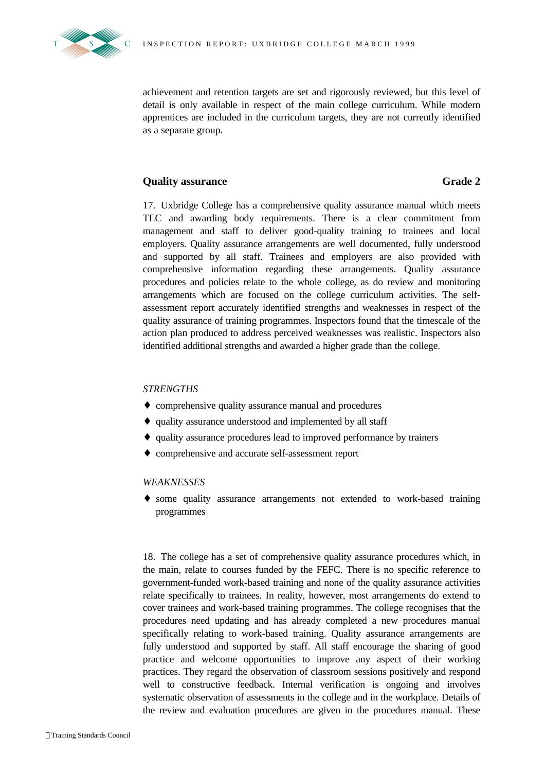achievement and retention targets are set and rigorously reviewed, but this level of detail is only available in respect of the main college curriculum. While modern apprentices are included in the curriculum targets, they are not currently identified as a separate group.

### Quality assurance — Grade 2

17. Uxbridge College has a comprehensive quality assurance manual which meets TEC and awarding body requirements. There is a clear commitment from management and staff to deliver good-quality training to trainees and local employers. Quality assurance arrangements are well documented, fully understood and supported by all staff. Trainees and employers are also provided with comprehensive information regarding these arrangements. Quality assurance procedures and policies relate to the whole college, as do review and monitoring arrangements which are focused on the college curriculum activities. The self-assessment report accurately identified strengths and weaknesses in respect of the quality assurance of training programmes. Inspectors found that the timescale of the action plan produced to address perceived weaknesses was realistic. Inspectors also identified additional strengths and awarded a higher grade than the college.

*STRENGTHS*

- comprehensive quality assurance manual and procedures
- quality assurance understood and implemented by all staff
- quality assurance procedures lead to improved performance by trainers
- comprehensive and accurate self-assessment report

*WEAKNESSES*

- some quality assurance arrangements not extended to work-based training programmes

18. The college has a set of comprehensive quality assurance procedures which, in the main, relate to courses funded by the FEFC. There is no specific reference to government-funded work-based training and none of the quality assurance activities relate specifically to trainees. In reality, however, most arrangements do extend to cover trainees and work-based training programmes. The college recognises that the procedures need updating and has already completed a new procedures manual specifically relating to work-based training. Quality assurance arrangements are fully understood and supported by staff. All staff encourage the sharing of good practice and welcome opportunities to improve any aspect of their working practices. They regard the observation of classroom sessions positively and respond well to constructive feedback. Internal verification is ongoing and involves systematic observation of assessments in the college and in the workplace. Details of the review and evaluation procedures are given in the procedures manual. These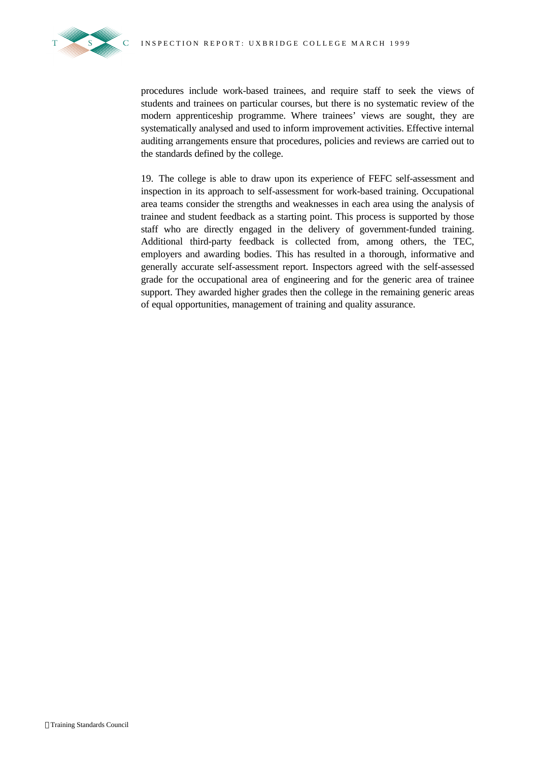procedures include work-based trainees, and require staff to seek the views of students and trainees on particular courses, but there is no systematic review of the modern apprenticeship programme. Where trainees' views are sought, they are systematically analysed and used to inform improvement activities. Effective internal auditing arrangements ensure that procedures, policies and reviews are carried out to the standards defined by the college.

19. The college is able to draw upon its experience of FEFC self-assessment and inspection in its approach to self-assessment for work-based training. Occupational area teams consider the strengths and weaknesses in each area using the analysis of trainee and student feedback as a starting point. This process is supported by those staff who are directly engaged in the delivery of government-funded training. Additional third-party feedback is collected from, among others, the TEC, employers and awarding bodies. This has resulted in a thorough, informative and generally accurate self-assessment report. Inspectors agreed with the self-assessed grade for the occupational area of engineering and for the generic area of trainee support. They awarded higher grades then the college in the remaining generic areas of equal opportunities, management of training and quality assurance.